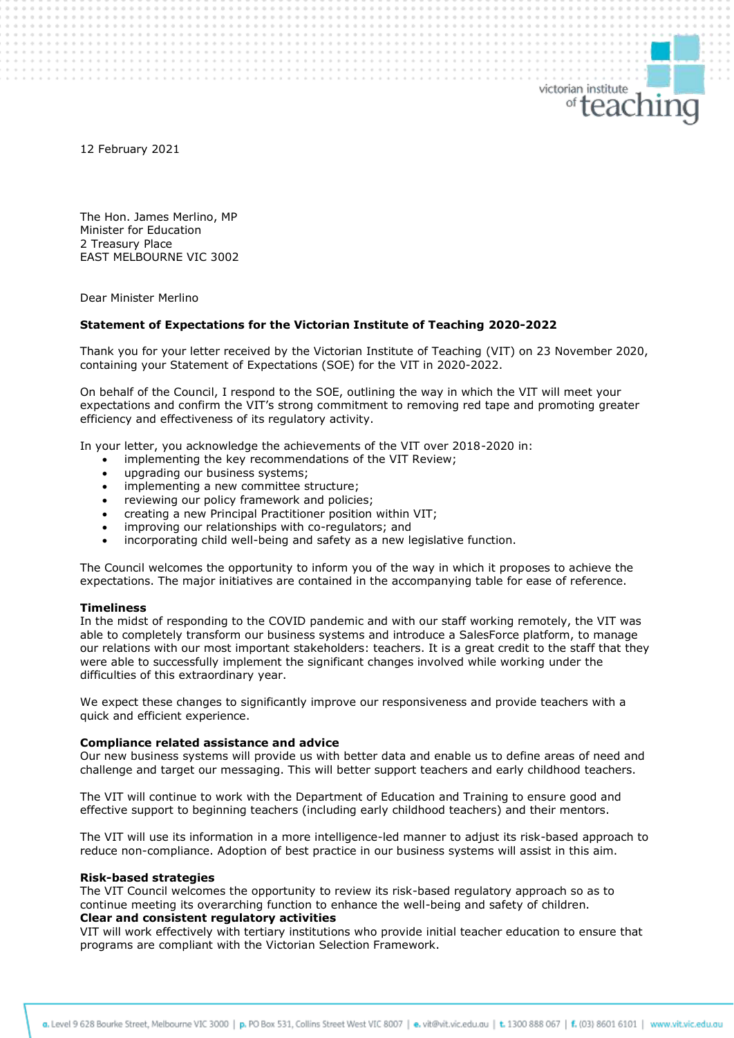12 February 2021

The Hon. James Merlino, MP
Minister for Education
2 Treasury Place
EAST MELBOURNE VIC 3002

Dear Minister Merlino

**Statement of Expectations for the Victorian Institute of Teaching 2020-2022**

Thank you for your letter received by the Victorian Institute of Teaching (VIT) on 23 November 2020, containing your Statement of Expectations (SOE) for the VIT in 2020-2022.

On behalf of the Council, I respond to the SOE, outlining the way in which the VIT will meet your expectations and confirm the VIT's strong commitment to removing red tape and promoting greater efficiency and effectiveness of its regulatory activity.

In your letter, you acknowledge the achievements of the VIT over 2018-2020 in:

- implementing the key recommendations of the VIT Review;
- upgrading our business systems;
- implementing a new committee structure;
- reviewing our policy framework and policies;
- creating a new Principal Practitioner position within VIT;
- improving our relationships with co-regulators; and
- incorporating child well-being and safety as a new legislative function.

The Council welcomes the opportunity to inform you of the way in which it proposes to achieve the expectations. The major initiatives are contained in the accompanying table for ease of reference.

**Timeliness**
In the midst of responding to the COVID pandemic and with our staff working remotely, the VIT was able to completely transform our business systems and introduce a SalesForce platform, to manage our relations with our most important stakeholders: teachers. It is a great credit to the staff that they were able to successfully implement the significant changes involved while working under the difficulties of this extraordinary year.

We expect these changes to significantly improve our responsiveness and provide teachers with a quick and efficient experience.

**Compliance related assistance and advice**
Our new business systems will provide us with better data and enable us to define areas of need and challenge and target our messaging. This will better support teachers and early childhood teachers.

The VIT will continue to work with the Department of Education and Training to ensure good and effective support to beginning teachers (including early childhood teachers) and their mentors.

The VIT will use its information in a more intelligence-led manner to adjust its risk-based approach to reduce non-compliance. Adoption of best practice in our business systems will assist in this aim.

**Risk-based strategies**
The VIT Council welcomes the opportunity to review its risk-based regulatory approach so as to continue meeting its overarching function to enhance the well-being and safety of children.

**Clear and consistent regulatory activities**
VIT will work effectively with tertiary institutions who provide initial teacher education to ensure that programs are compliant with the Victorian Selection Framework.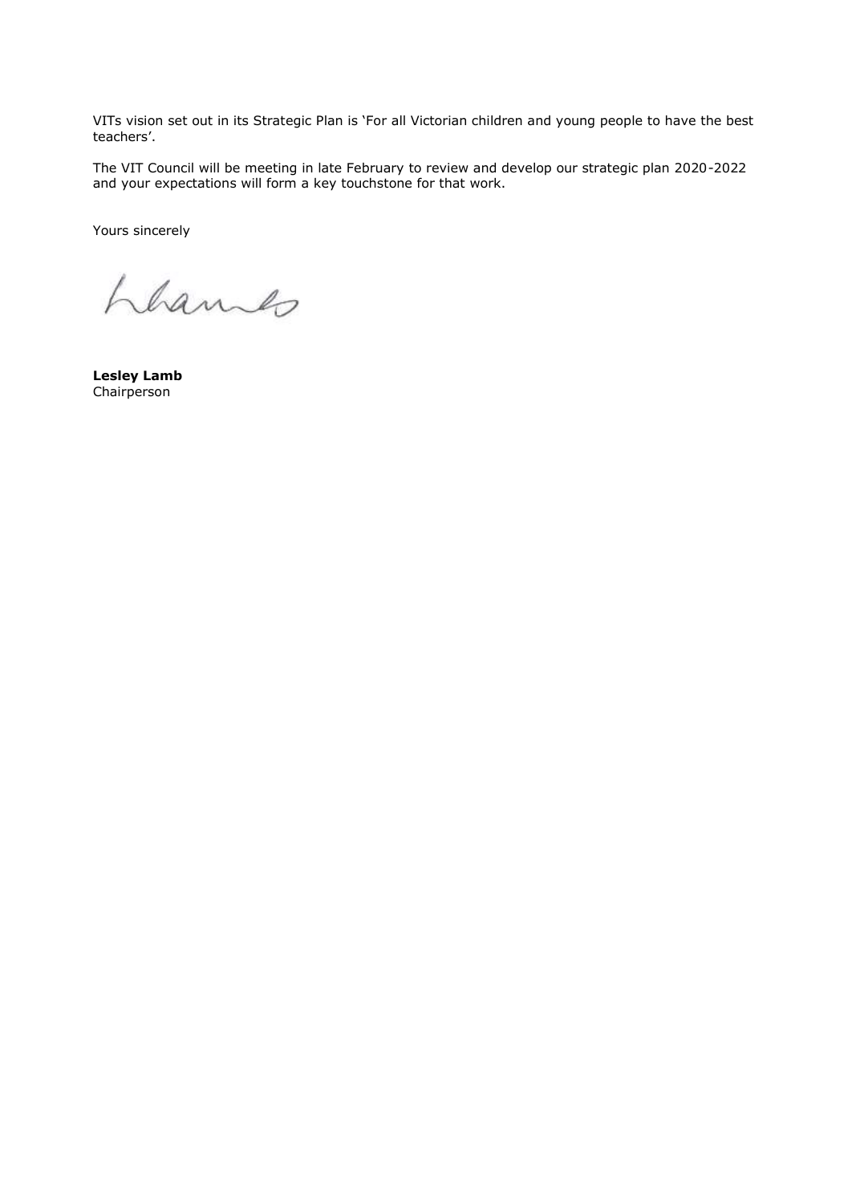VITs vision set out in its Strategic Plan is 'For all Victorian children and young people to have the best teachers'.

The VIT Council will be meeting in late February to review and develop our strategic plan 2020-2022 and your expectations will form a key touchstone for that work.

Yours sincerely

**Lesley Lamb**
Chairperson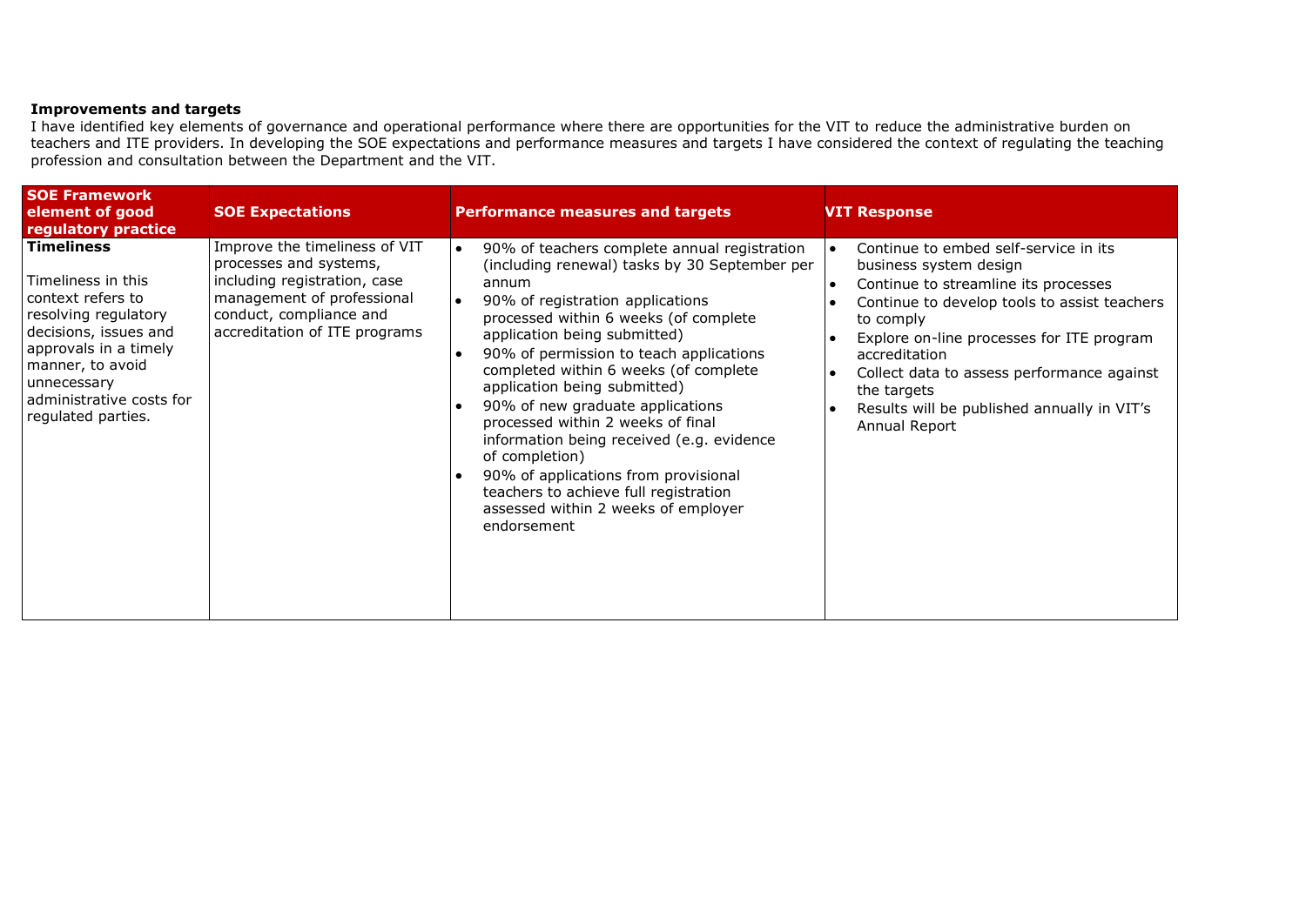**Improvements and targets**

I have identified key elements of governance and operational performance where there are opportunities for the VIT to reduce the administrative burden on teachers and ITE providers. In developing the SOE expectations and performance measures and targets I have considered the context of regulating the teaching profession and consultation between the Department and the VIT.

| SOE Framework element of good regulatory practice | SOE Expectations | Performance measures and targets | VIT Response |
|---|---|---|---|
| **Timeliness**<br><br>Timeliness in this context refers to resolving regulatory decisions, issues and approvals in a timely manner, to avoid unnecessary administrative costs for regulated parties. | Improve the timeliness of VIT processes and systems, including registration, case management of professional conduct, compliance and accreditation of ITE programs | • 90% of teachers complete annual registration (including renewal) tasks by 30 September per annum<br>• 90% of registration applications processed within 6 weeks (of complete application being submitted)<br>• 90% of permission to teach applications completed within 6 weeks (of complete application being submitted)<br>• 90% of new graduate applications processed within 2 weeks of final information being received (e.g. evidence of completion)<br>• 90% of applications from provisional teachers to achieve full registration assessed within 2 weeks of employer endorsement | • Continue to embed self-service in its business system design<br>• Continue to streamline its processes<br>• Continue to develop tools to assist teachers to comply<br>• Explore on-line processes for ITE program accreditation<br>• Collect data to assess performance against the targets<br>• Results will be published annually in VIT's Annual Report |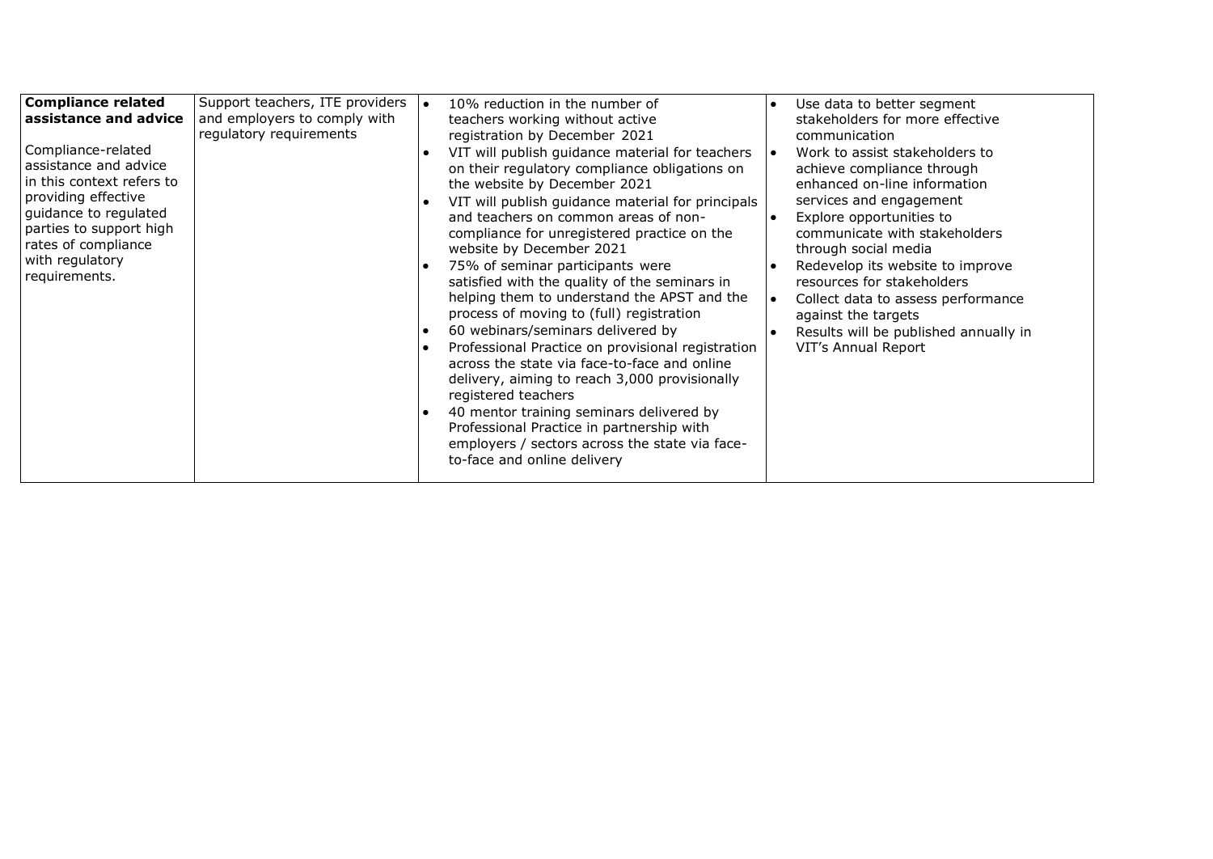| | | | |
|---|---|---|---|
| **Compliance related assistance and advice**<br><br>Compliance-related assistance and advice in this context refers to providing effective guidance to regulated parties to support high rates of compliance with regulatory requirements. | Support teachers, ITE providers and employers to comply with regulatory requirements | • 10% reduction in the number of teachers working without active registration by December 2021<br>• VIT will publish guidance material for teachers on their regulatory compliance obligations on the website by December 2021<br>• VIT will publish guidance material for principals and teachers on common areas of non-compliance for unregistered practice on the website by December 2021<br>• 75% of seminar participants were satisfied with the quality of the seminars in helping them to understand the APST and the process of moving to (full) registration<br>• 60 webinars/seminars delivered by<br>• Professional Practice on provisional registration across the state via face-to-face and online delivery, aiming to reach 3,000 provisionally registered teachers<br>• 40 mentor training seminars delivered by Professional Practice in partnership with employers / sectors across the state via face-to-face and online delivery | • Use data to better segment stakeholders for more effective communication<br>• Work to assist stakeholders to achieve compliance through enhanced on-line information services and engagement<br>• Explore opportunities to communicate with stakeholders through social media<br>• Redevelop its website to improve resources for stakeholders<br>• Collect data to assess performance against the targets<br>• Results will be published annually in VIT's Annual Report |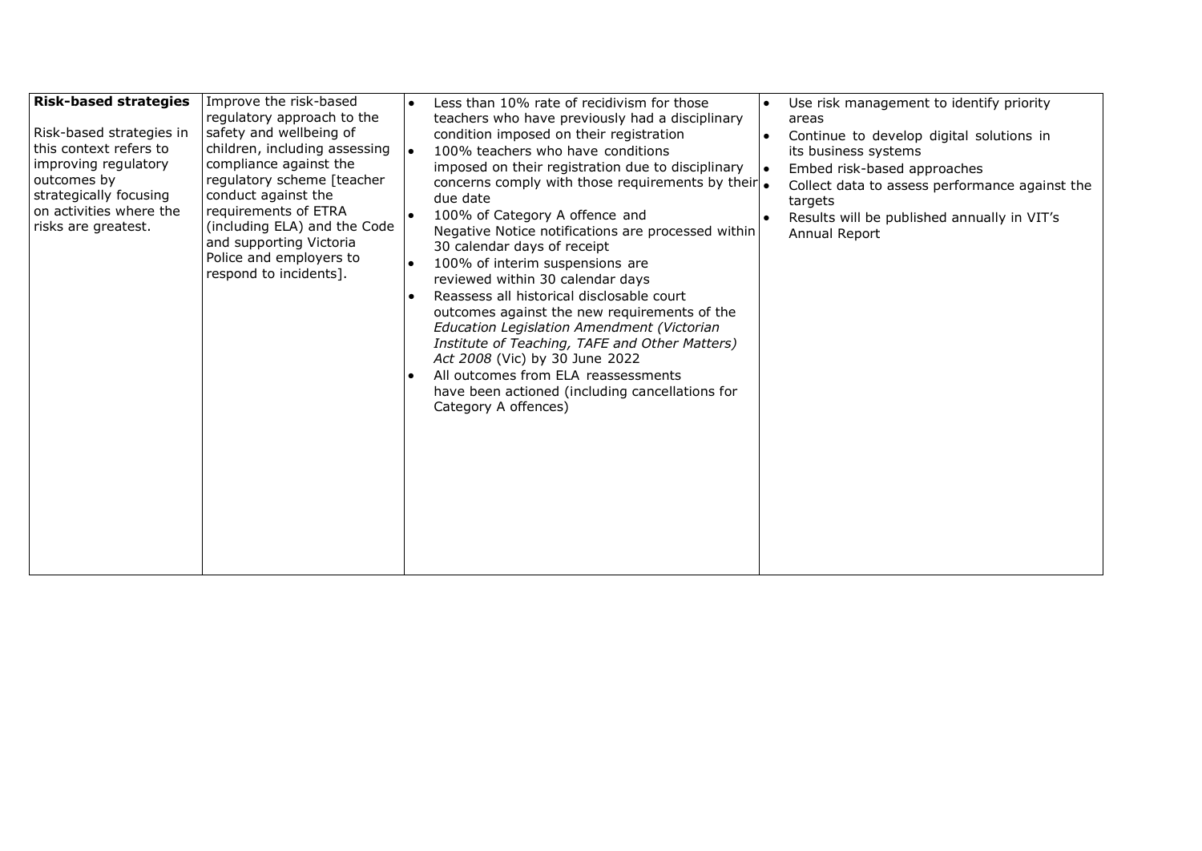| | | | |
|---|---|---|---|
| **Risk-based strategies**<br><br>Risk-based strategies in this context refers to improving regulatory outcomes by strategically focusing on activities where the risks are greatest. | Improve the risk-based regulatory approach to the safety and wellbeing of children, including assessing compliance against the regulatory scheme [teacher conduct against the requirements of ETRA (including ELA) and the Code and supporting Victoria Police and employers to respond to incidents]. | • Less than 10% rate of recidivism for those teachers who have previously had a disciplinary condition imposed on their registration<br>• 100% teachers who have conditions imposed on their registration due to disciplinary concerns comply with those requirements by their due date<br>• 100% of Category A offence and Negative Notice notifications are processed within 30 calendar days of receipt<br>• 100% of interim suspensions are reviewed within 30 calendar days<br>• Reassess all historical disclosable court outcomes against the new requirements of the *Education Legislation Amendment (Victorian Institute of Teaching, TAFE and Other Matters) Act 2008* (Vic) by 30 June 2022<br>• All outcomes from ELA reassessments have been actioned (including cancellations for Category A offences) | • Use risk management to identify priority areas<br>• Continue to develop digital solutions in its business systems<br>• Embed risk-based approaches<br>• Collect data to assess performance against the targets<br>• Results will be published annually in VIT's Annual Report |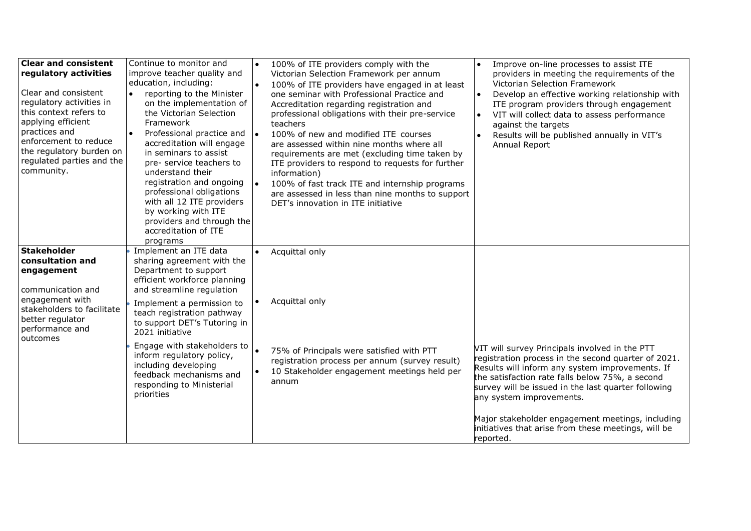| | | | |
|---|---|---|---|
| **Clear and consistent regulatory activities**<br><br>Clear and consistent regulatory activities in this context refers to applying efficient practices and enforcement to reduce the regulatory burden on regulated parties and the community. | Continue to monitor and improve teacher quality and education, including:<br>• reporting to the Minister on the implementation of the Victorian Selection Framework<br>• Professional practice and accreditation will engage in seminars to assist pre- service teachers to understand their registration and ongoing professional obligations with all 12 ITE providers by working with ITE providers and through the accreditation of ITE programs | • 100% of ITE providers comply with the Victorian Selection Framework per annum<br>• 100% of ITE providers have engaged in at least one seminar with Professional Practice and Accreditation regarding registration and professional obligations with their pre-service teachers<br>• 100% of new and modified ITE courses are assessed within nine months where all requirements are met (excluding time taken by ITE providers to respond to requests for further information)<br>• 100% of fast track ITE and internship programs are assessed in less than nine months to support DET's innovation in ITE initiative | • Improve on-line processes to assist ITE providers in meeting the requirements of the Victorian Selection Framework<br>• Develop an effective working relationship with ITE program providers through engagement<br>• VIT will collect data to assess performance against the targets<br>• Results will be published annually in VIT's Annual Report |
| **Stakeholder consultation and engagement**<br><br>communication and engagement with stakeholders to facilitate better regulator performance and outcomes | • Implement an ITE data sharing agreement with the Department to support efficient workforce planning and streamline regulation | • Acquittal only | |
| | • Implement a permission to teach registration pathway to support DET's Tutoring in 2021 initiative | • Acquittal only | |
| | • Engage with stakeholders to inform regulatory policy, including developing feedback mechanisms and responding to Ministerial priorities | • 75% of Principals were satisfied with PTT registration process per annum (survey result)<br>• 10 Stakeholder engagement meetings held per annum | VIT will survey Principals involved in the PTT registration process in the second quarter of 2021. Results will inform any system improvements. If the satisfaction rate falls below 75%, a second survey will be issued in the last quarter following any system improvements.<br><br>Major stakeholder engagement meetings, including initiatives that arise from these meetings, will be reported. |